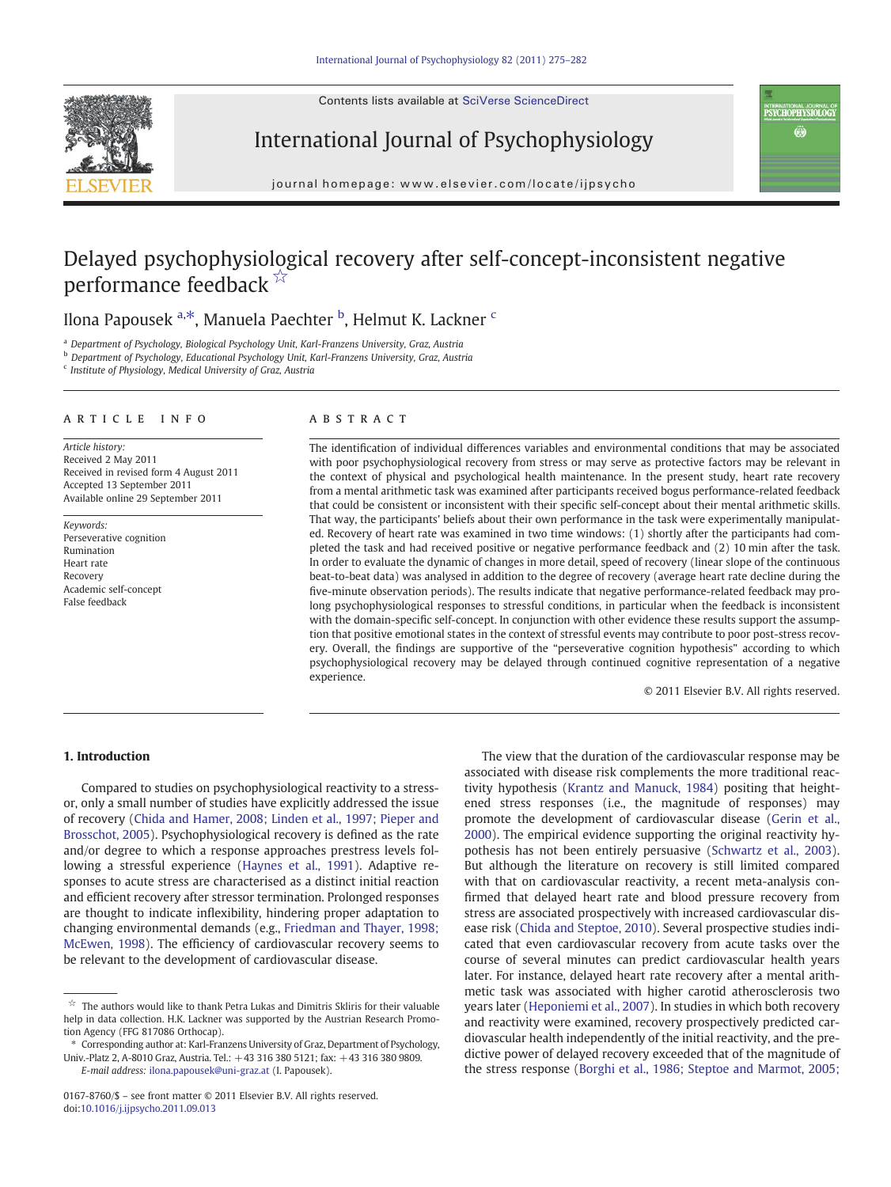# Delayed psychophysiological recovery after self-concept-inconsistent negative performance feedback ☆

Ilona Papousek [a,*], Manuela Paechter [b], Helmut K. Lackner [c]

[a] Department of Psychology, Biological Psychology Unit, Karl-Franzens University, Graz, Austria
[b] Department of Psychology, Educational Psychology Unit, Karl-Franzens University, Graz, Austria
[c] Institute of Physiology, Medical University of Graz, Austria

## ARTICLE INFO

*Article history:*
Received 2 May 2011
Received in revised form 4 August 2011
Accepted 13 September 2011
Available online 29 September 2011

*Keywords:*
Perseverative cognition
Rumination
Heart rate
Recovery
Academic self-concept
False feedback

## ABSTRACT

The identification of individual differences variables and environmental conditions that may be associated with poor psychophysiological recovery from stress or may serve as protective factors may be relevant in the context of physical and psychological health maintenance. In the present study, heart rate recovery from a mental arithmetic task was examined after participants received bogus performance-related feedback that could be consistent or inconsistent with their specific self-concept about their mental arithmetic skills. That way, the participants' beliefs about their own performance in the task were experimentally manipulated. Recovery of heart rate was examined in two time windows: (1) shortly after the participants had completed the task and had received positive or negative performance feedback and (2) 10 min after the task. In order to evaluate the dynamic of changes in more detail, speed of recovery (linear slope of the continuous beat-to-beat data) was analysed in addition to the degree of recovery (average heart rate decline during the five-minute observation periods). The results indicate that negative performance-related feedback may prolong psychophysiological responses to stressful conditions, in particular when the feedback is inconsistent with the domain-specific self-concept. In conjunction with other evidence these results support the assumption that positive emotional states in the context of stressful events may contribute to poor post-stress recovery. Overall, the findings are supportive of the "perseverative cognition hypothesis" according to which psychophysiological recovery may be delayed through continued cognitive representation of a negative experience.

© 2011 Elsevier B.V. All rights reserved.

## 1. Introduction

Compared to studies on psychophysiological reactivity to a stressor, only a small number of studies have explicitly addressed the issue of recovery (Chida and Hamer, 2008; Linden et al., 1997; Pieper and Brosschot, 2005). Psychophysiological recovery is defined as the rate and/or degree to which a response approaches prestress levels following a stressful experience (Haynes et al., 1991). Adaptive responses to acute stress are characterised as a distinct initial reaction and efficient recovery after stressor termination. Prolonged responses are thought to indicate inflexibility, hindering proper adaptation to changing environmental demands (e.g., Friedman and Thayer, 1998; McEwen, 1998). The efficiency of cardiovascular recovery seems to be relevant to the development of cardiovascular disease.

The view that the duration of the cardiovascular response may be associated with disease risk complements the more traditional reactivity hypothesis (Krantz and Manuck, 1984) positing that heightened stress responses (i.e., the magnitude of responses) may promote the development of cardiovascular disease (Gerin et al., 2000). The empirical evidence supporting the original reactivity hypothesis has not been entirely persuasive (Schwartz et al., 2003). But although the literature on recovery is still limited compared with that on cardiovascular reactivity, a recent meta-analysis confirmed that delayed heart rate and blood pressure recovery from stress are associated prospectively with increased cardiovascular disease risk (Chida and Steptoe, 2010). Several prospective studies indicated that even cardiovascular recovery from acute tasks over the course of several minutes can predict cardiovascular health years later. For instance, delayed heart rate recovery after a mental arithmetic task was associated with higher carotid atherosclerosis two years later (Heponiemi et al., 2007). In studies in which both recovery and reactivity were examined, recovery prospectively predicted cardiovascular health independently of the initial reactivity, and the predictive power of delayed recovery exceeded that of the magnitude of the stress response (Borghi et al., 1986; Steptoe and Marmot, 2005;

☆ The authors would like to thank Petra Lukas and Dimitris Skliris for their valuable help in data collection. H.K. Lackner was supported by the Austrian Research Promotion Agency (FFG 817086 Orthocap).

\* Corresponding author at: Karl-Franzens University of Graz, Department of Psychology, Univ.-Platz 2, A-8010 Graz, Austria. Tel.: +43 316 380 5121; fax: +43 316 380 9809.
*E-mail address:* ilona.papousek@uni-graz.at (I. Papousek).

0167-8760/$ – see front matter © 2011 Elsevier B.V. All rights reserved.
doi:10.1016/j.ijpsycho.2011.09.013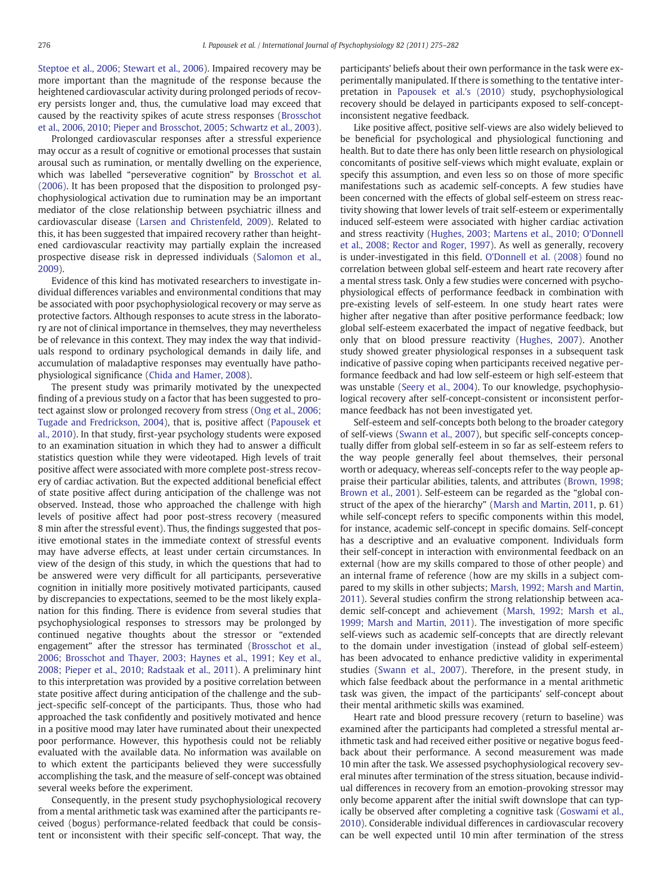Steptoe et al., 2006; Stewart et al., 2006). Impaired recovery may be more important than the magnitude of the response because the heightened cardiovascular activity during prolonged periods of recovery persists longer and, thus, the cumulative load may exceed that caused by the reactivity spikes of acute stress responses (Brosschot et al., 2006, 2010; Pieper and Brosschot, 2005; Schwartz et al., 2003).

Prolonged cardiovascular responses after a stressful experience may occur as a result of cognitive or emotional processes that sustain arousal such as rumination, or mentally dwelling on the experience, which was labelled "perseverative cognition" by Brosschot et al. (2006). It has been proposed that the disposition to prolonged psychophysiological activation due to rumination may be an important mediator of the close relationship between psychiatric illness and cardiovascular disease (Larsen and Christenfeld, 2009). Related to this, it has been suggested that impaired recovery rather than heightened cardiovascular reactivity may partially explain the increased prospective disease risk in depressed individuals (Salomon et al., 2009).

Evidence of this kind has motivated researchers to investigate individual differences variables and environmental conditions that may be associated with poor psychophysiological recovery or may serve as protective factors. Although responses to acute stress in the laboratory are not of clinical importance in themselves, they may nevertheless be of relevance in this context. They may index the way that individuals respond to ordinary psychological demands in daily life, and accumulation of maladaptive responses may eventually have pathophysiological significance (Chida and Hamer, 2008).

The present study was primarily motivated by the unexpected finding of a previous study on a factor that has been suggested to protect against slow or prolonged recovery from stress (Ong et al., 2006; Tugade and Fredrickson, 2004), that is, positive affect (Papousek et al., 2010). In that study, first-year psychology students were exposed to an examination situation in which they had to answer a difficult statistics question while they were videotaped. High levels of trait positive affect were associated with more complete post-stress recovery of cardiac activation. But the expected additional beneficial effect of state positive affect during anticipation of the challenge was not observed. Instead, those who approached the challenge with high levels of positive affect had poor post-stress recovery (measured 8 min after the stressful event). Thus, the findings suggested that positive emotional states in the immediate context of stressful events may have adverse effects, at least under certain circumstances. In view of the design of this study, in which the questions that had to be answered were very difficult for all participants, perseverative cognition in initially more positively motivated participants, caused by discrepancies to expectations, seemed to be the most likely explanation for this finding. There is evidence from several studies that psychophysiological responses to stressors may be prolonged by continued negative thoughts about the stressor or "extended engagement" after the stressor has terminated (Brosschot et al., 2006; Brosschot and Thayer, 2003; Haynes et al., 1991; Key et al., 2008; Pieper et al., 2010; Radstaak et al., 2011). A preliminary hint to this interpretation was provided by a positive correlation between state positive affect during anticipation of the challenge and the subject-specific self-concept of the participants. Thus, those who had approached the task confidently and positively motivated and hence in a positive mood may later have ruminated about their unexpected poor performance. However, this hypothesis could not be reliably evaluated with the available data. No information was available on to which extent the participants believed they were successfully accomplishing the task, and the measure of self-concept was obtained several weeks before the experiment.

Consequently, in the present study psychophysiological recovery from a mental arithmetic task was examined after the participants received (bogus) performance-related feedback that could be consistent or inconsistent with their specific self-concept. That way, the participants' beliefs about their own performance in the task were experimentally manipulated. If there is something to the tentative interpretation in Papousek et al.'s (2010) study, psychophysiological recovery should be delayed in participants exposed to self-concept-inconsistent negative feedback.

Like positive affect, positive self-views are also widely believed to be beneficial for psychological and physiological functioning and health. But to date there has only been little research on physiological concomitants of positive self-views which might evaluate, explain or specify this assumption, and even less so on those of more specific manifestations such as academic self-concepts. A few studies have been concerned with the effects of global self-esteem on stress reactivity showing that lower levels of trait self-esteem or experimentally induced self-esteem were associated with higher cardiac activation and stress reactivity (Hughes, 2003; Martens et al., 2010; O'Donnell et al., 2008; Rector and Roger, 1997). As well as generally, recovery is under-investigated in this field. O'Donnell et al. (2008) found no correlation between global self-esteem and heart rate recovery after a mental stress task. Only a few studies were concerned with psychophysiological effects of performance feedback in combination with pre-existing levels of self-esteem. In one study heart rates were higher after negative than after positive performance feedback; low global self-esteem exacerbated the impact of negative feedback, but only that on blood pressure reactivity (Hughes, 2007). Another study showed greater physiological responses in a subsequent task indicative of passive coping when participants received negative performance feedback and had low self-esteem or high self-esteem that was unstable (Seery et al., 2004). To our knowledge, psychophysiological recovery after self-concept-consistent or inconsistent performance feedback has not been investigated yet.

Self-esteem and self-concepts both belong to the broader category of self-views (Swann et al., 2007), but specific self-concepts conceptually differ from global self-esteem in so far as self-esteem refers to the way people generally feel about themselves, their personal worth or adequacy, whereas self-concepts refer to the way people appraise their particular abilities, talents, and attributes (Brown, 1998; Brown et al., 2001). Self-esteem can be regarded as the "global construct of the apex of the hierarchy" (Marsh and Martin, 2011, p. 61) while self-concept refers to specific components within this model, for instance, academic self-concept in specific domains. Self-concept has a descriptive and an evaluative component. Individuals form their self-concept in interaction with environmental feedback on an external (how are my skills compared to those of other people) and an internal frame of reference (how are my skills in a subject compared to my skills in other subjects; Marsh, 1992; Marsh and Martin, 2011). Several studies confirm the strong relationship between academic self-concept and achievement (Marsh, 1992; Marsh et al., 1999; Marsh and Martin, 2011). The investigation of more specific self-views such as academic self-concepts that are directly relevant to the domain under investigation (instead of global self-esteem) has been advocated to enhance predictive validity in experimental studies (Swann et al., 2007). Therefore, in the present study, in which false feedback about the performance in a mental arithmetic task was given, the impact of the participants' self-concept about their mental arithmetic skills was examined.

Heart rate and blood pressure recovery (return to baseline) was examined after the participants had completed a stressful mental arithmetic task and had received either positive or negative bogus feedback about their performance. A second measurement was made 10 min after the task. We assessed psychophysiological recovery several minutes after termination of the stress situation, because individual differences in recovery from an emotion-provoking stressor may only become apparent after the initial swift downslope that can typically be observed after completing a cognitive task (Goswami et al., 2010). Considerable individual differences in cardiovascular recovery can be well expected until 10 min after termination of the stress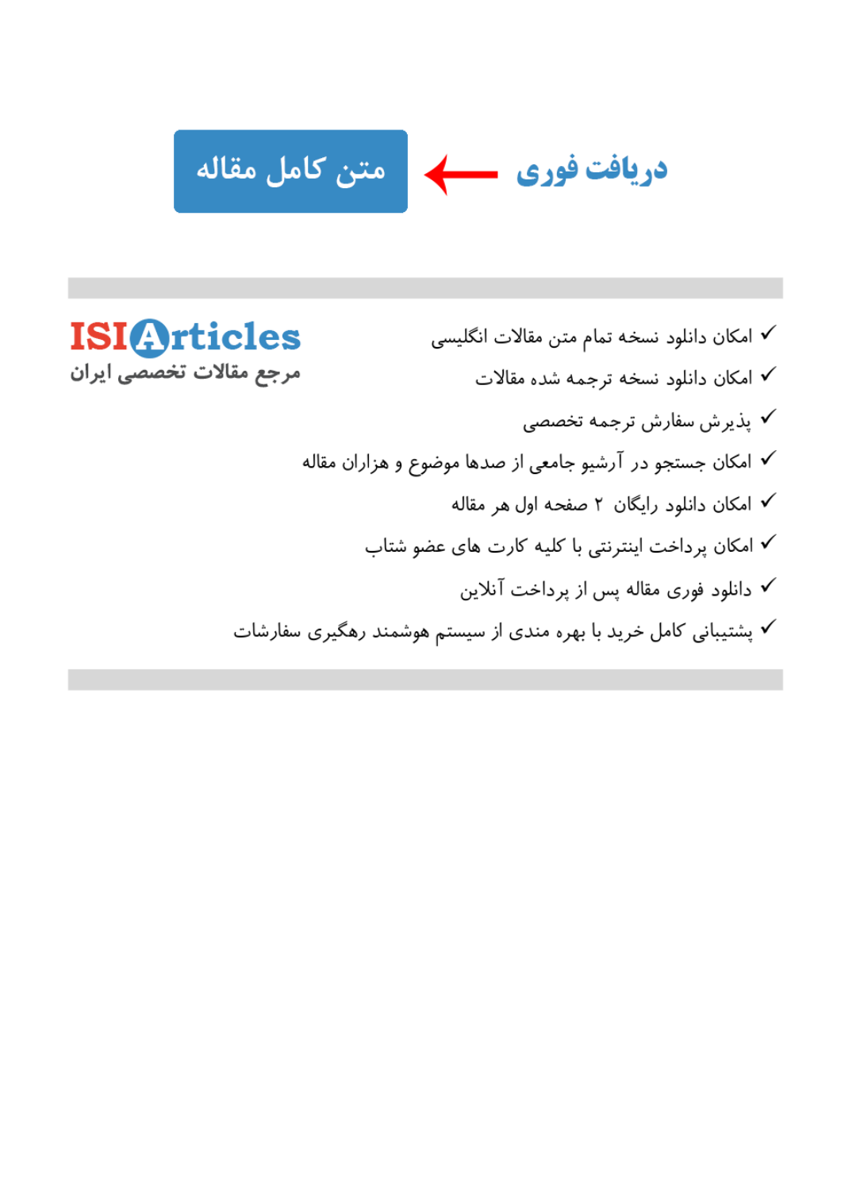**دریافت فوری** ← **متن کامل مقاله**

**ISIArticles**
مرجع مقالات تخصصی ایران

- ✓ امکان دانلود نسخه تمام متن مقالات انگلیسی
- ✓ امکان دانلود نسخه ترجمه شده مقالات
- ✓ پذیرش سفارش ترجمه تخصصی
- ✓ امکان جستجو در آرشیو جامعی از صدها موضوع و هزاران مقاله
- ✓ امکان دانلود رایگان ۲ صفحه اول هر مقاله
- ✓ امکان پرداخت اینترنتی با کلیه کارت های عضو شتاب
- ✓ دانلود فوری مقاله پس از پرداخت آنلاین
- ✓ پشتیبانی کامل خرید با بهره مندی از سیستم هوشمند رهگیری سفارشات